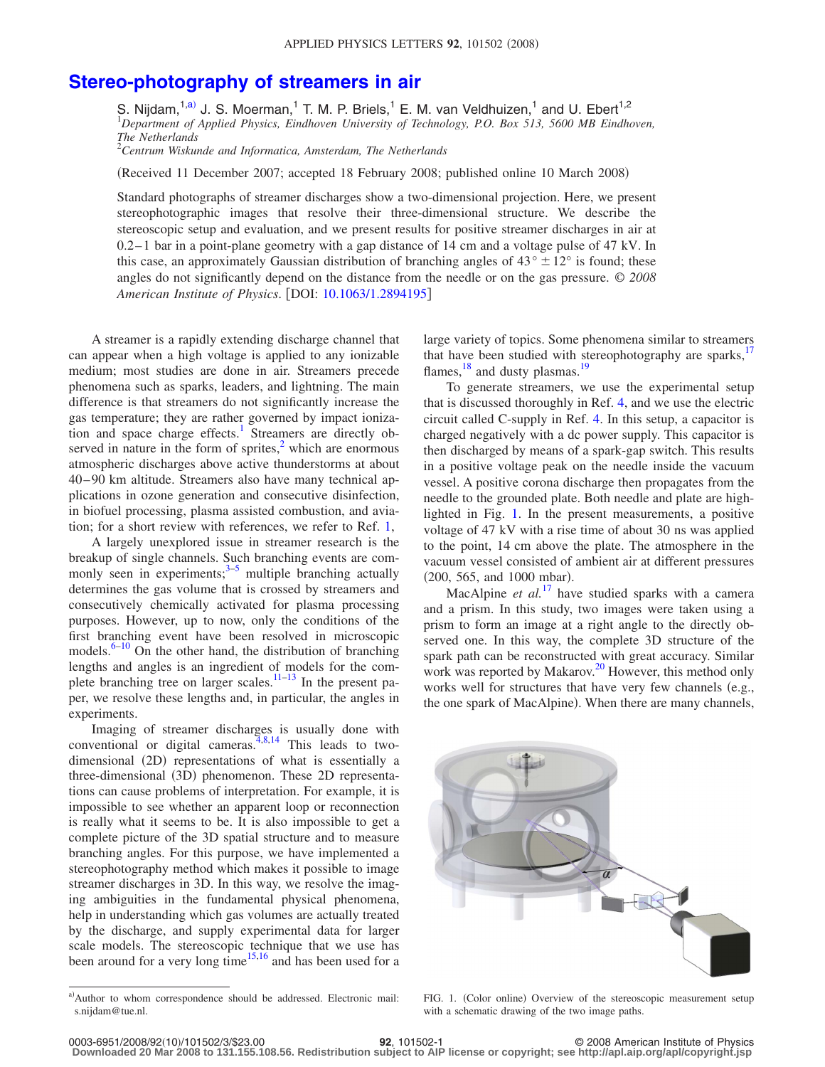# Stereo-photography of streamers in air

S. Nijdam,[1,a)] J. S. Moerman,[1] T. M. P. Briels,[1] E. M. van Veldhuizen,[1] and U. Ebert[1,2]

[1]*Department of Applied Physics, Eindhoven University of Technology, P.O. Box 513, 5600 MB Eindhoven, The Netherlands*

[2]*Centrum Wiskunde and Informatica, Amsterdam, The Netherlands*

(Received 11 December 2007; accepted 18 February 2008; published online 10 March 2008)

Standard photographs of streamer discharges show a two-dimensional projection. Here, we present stereophotographic images that resolve their three-dimensional structure. We describe the stereoscopic setup and evaluation, and we present results for positive streamer discharges in air at 0.2–1 bar in a point-plane geometry with a gap distance of 14 cm and a voltage pulse of 47 kV. In this case, an approximately Gaussian distribution of branching angles of $43° \pm 12°$ is found; these angles do not significantly depend on the distance from the needle or on the gas pressure. © *2008 American Institute of Physics*. [DOI: 10.1063/1.2894195]

A streamer is a rapidly extending discharge channel that can appear when a high voltage is applied to any ionizable medium; most studies are done in air. Streamers precede phenomena such as sparks, leaders, and lightning. The main difference is that streamers do not significantly increase the gas temperature; they are rather governed by impact ionization and space charge effects.[1] Streamers are directly observed in nature in the form of sprites,[2] which are enormous atmospheric discharges above active thunderstorms at about 40–90 km altitude. Streamers also have many technical applications in ozone generation and consecutive disinfection, in biofuel processing, plasma assisted combustion, and aviation; for a short review with references, we refer to Ref. 1,

A largely unexplored issue in streamer research is the breakup of single channels. Such branching events are commonly seen in experiments;[3–5] multiple branching actually determines the gas volume that is crossed by streamers and consecutively chemically activated for plasma processing purposes. However, up to now, only the conditions of the first branching event have been resolved in microscopic models.[6–10] On the other hand, the distribution of branching lengths and angles is an ingredient of models for the complete branching tree on larger scales.[11–13] In the present paper, we resolve these lengths and, in particular, the angles in experiments.

Imaging of streamer discharges is usually done with conventional or digital cameras.[4,8,14] This leads to two-dimensional (2D) representations of what is essentially a three-dimensional (3D) phenomenon. These 2D representations can cause problems of interpretation. For example, it is impossible to see whether an apparent loop or reconnection is really what it seems to be. It is also impossible to get a complete picture of the 3D spatial structure and to measure branching angles. For this purpose, we have implemented a stereophotography method which makes it possible to image streamer discharges in 3D. In this way, we resolve the imaging ambiguities in the fundamental physical phenomena, help in understanding which gas volumes are actually treated by the discharge, and supply experimental data for larger scale models. The stereoscopic technique that we use has been around for a very long time[15,16] and has been used for a large variety of topics. Some phenomena similar to streamers that have been studied with stereophotography are sparks,[17] flames,[18] and dusty plasmas.[19]

To generate streamers, we use the experimental setup that is discussed thoroughly in Ref. 4, and we use the electric circuit called C-supply in Ref. 4. In this setup, a capacitor is charged negatively with a dc power supply. This capacitor is then discharged by means of a spark-gap switch. This results in a positive voltage peak on the needle inside the vacuum vessel. A positive corona discharge then propagates from the needle to the grounded plate. Both needle and plate are highlighted in Fig. 1. In the present measurements, a positive voltage of 47 kV with a rise time of about 30 ns was applied to the point, 14 cm above the plate. The atmosphere in the vacuum vessel consisted of ambient air at different pressures (200, 565, and 1000 mbar).

MacAlpine *et al.*[17] have studied sparks with a camera and a prism. In this study, two images were taken using a prism to form an image at a right angle to the directly observed one. In this way, the complete 3D structure of the spark path can be reconstructed with great accuracy. Similar work was reported by Makarov.[20] However, this method only works well for structures that have very few channels (e.g., the one spark of MacAlpine). When there are many channels,

FIG. 1. (Color online) Overview of the stereoscopic measurement setup with a schematic drawing of the two image paths.

[a)]Author to whom correspondence should be addressed. Electronic mail: s.nijdam@tue.nl.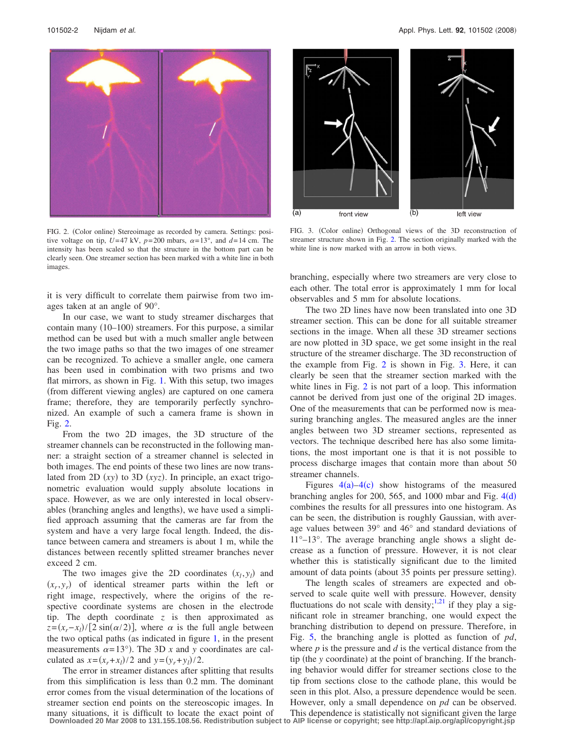FIG. 2. (Color online) Stereoimage as recorded by camera. Settings: positive voltage on tip, $U$=47 kV, $p$=200 mbars, $\alpha$=13°, and $d$=14 cm. The intensity has been scaled so that the structure in the bottom part can be clearly seen. One streamer section has been marked with a white line in both images.

FIG. 3. (Color online) Orthogonal views of the 3D reconstruction of streamer structure shown in Fig. 2. The section originally marked with the white line is now marked with an arrow in both views.

it is very difficult to correlate them pairwise from two images taken at an angle of 90°.

In our case, we want to study streamer discharges that contain many (10–100) streamers. For this purpose, a similar method can be used but with a much smaller angle between the two image paths so that the two images of one streamer can be recognized. To achieve a smaller angle, one camera has been used in combination with two prisms and two flat mirrors, as shown in Fig. 1. With this setup, two images (from different viewing angles) are captured on one camera frame; therefore, they are temporarily perfectly synchronized. An example of such a camera frame is shown in Fig. 2.

From the two 2D images, the 3D structure of the streamer channels can be reconstructed in the following manner: a straight section of a streamer channel is selected in both images. The end points of these two lines are now translated from 2D ($xy$) to 3D ($xyz$). In principle, an exact trigonometric evaluation would supply absolute locations in space. However, as we are only interested in local observables (branching angles and lengths), we have used a simplified approach assuming that the cameras are far from the system and have a very large focal length. Indeed, the distance between camera and streamers is about 1 m, while the distances between recently splitted streamer branches never exceed 2 cm.

The two images give the 2D coordinates $(x_l, y_l)$ and $(x_r, y_r)$ of identical streamer parts within the left or right image, respectively, where the origins of the respective coordinate systems are chosen in the electrode tip. The depth coordinate $z$ is then approximated as $z=(x_r-x_l)/[2\sin(\alpha/2)]$, where $\alpha$ is the full angle between the two optical paths (as indicated in figure 1, in the present measurements $\alpha$=13°). The 3D $x$ and $y$ coordinates are calculated as $x=(x_r+x_l)/2$ and $y=(y_r+y_l)/2$.

The error in streamer distances after splitting that results from this simplification is less than 0.2 mm. The dominant error comes from the visual determination of the locations of streamer section end points on the stereoscopic images. In many situations, it is difficult to locate the exact point of branching, especially where two streamers are very close to each other. The total error is approximately 1 mm for local observables and 5 mm for absolute locations.

The two 2D lines have now been translated into one 3D streamer section. This can be done for all suitable streamer sections in the image. When all these 3D streamer sections are now plotted in 3D space, we get some insight in the real structure of the streamer discharge. The 3D reconstruction of the example from Fig. 2 is shown in Fig. 3. Here, it can clearly be seen that the streamer section marked with the white lines in Fig. 2 is not part of a loop. This information cannot be derived from just one of the original 2D images. One of the measurements that can be performed now is measuring branching angles. The measured angles are the inner angles between two 3D streamer sections, represented as vectors. The technique described here has also some limitations, the most important one is that it is not possible to process discharge images that contain more than about 50 streamer channels.

Figures 4(a)–4(c) show histograms of the measured branching angles for 200, 565, and 1000 mbar and Fig. 4(d) combines the results for all pressures into one histogram. As can be seen, the distribution is roughly Gaussian, with average values between 39° and 46° and standard deviations of 11°–13°. The average branching angle shows a slight decrease as a function of pressure. However, it is not clear whether this is statistically significant due to the limited amount of data points (about 35 points per pressure setting).

The length scales of streamers are expected and observed to scale quite well with pressure. However, density fluctuations do not scale with density;[1,21] if they play a significant role in streamer branching, one would expect the branching distribution to depend on pressure. Therefore, in Fig. 5, the branching angle is plotted as function of $pd$, where $p$ is the pressure and $d$ is the vertical distance from the tip (the $y$ coordinate) at the point of branching. If the branching behavior would differ for streamer sections close to the tip from sections close to the cathode plane, this would be seen in this plot. Also, a pressure dependence would be seen. However, only a small dependence on $pd$ can be observed. This dependence is statistically not significant given the large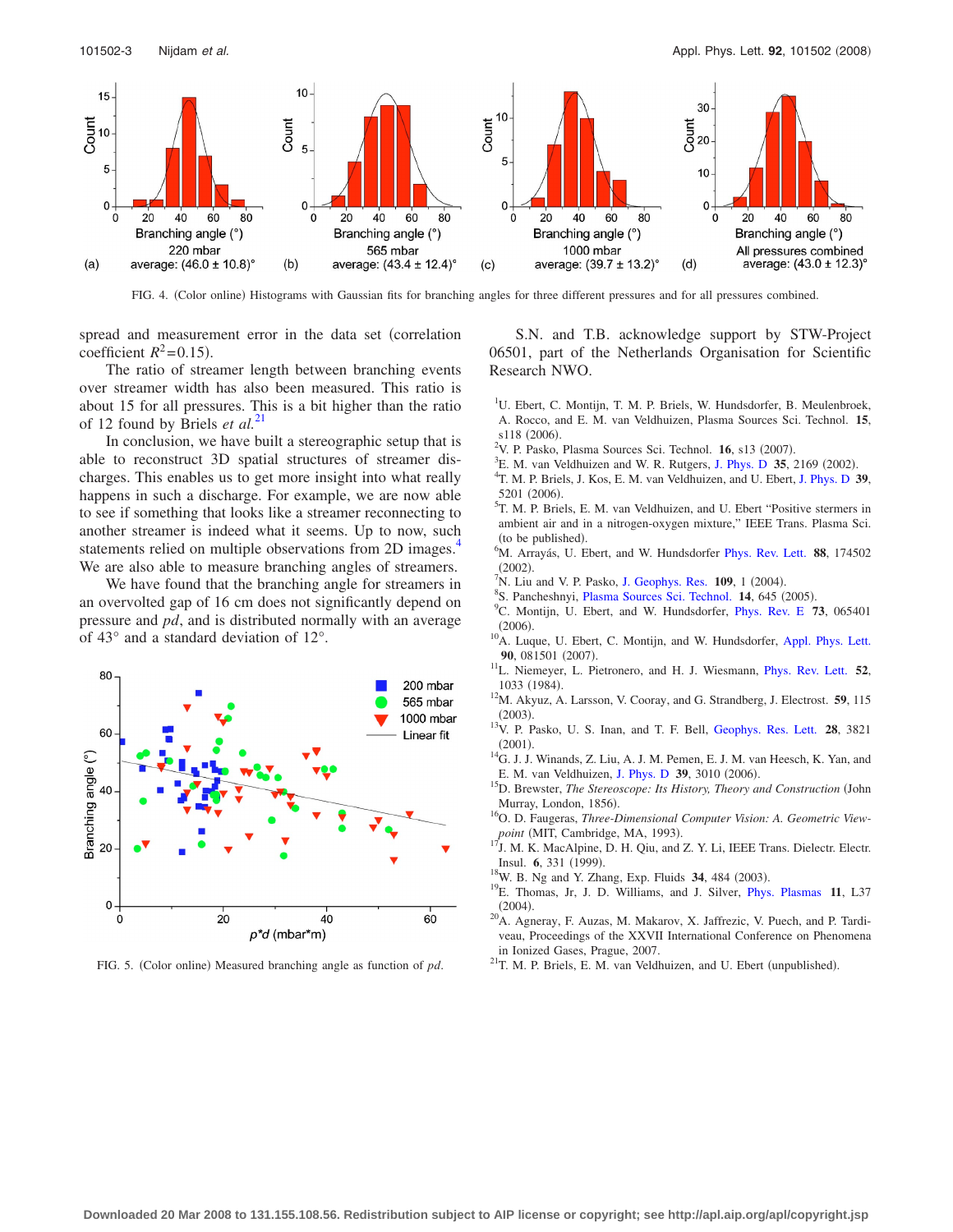(a)

Count

Branching angle (°)

220 mbar

average: (46.0 ± 10.8)°

(b)

Count

Branching angle (°)

565 mbar

average: (43.4 ± 12.4)°

(c)

Count

Branching angle (°)

1000 mbar

average: (39.7 ± 13.2)°

(d)

Count

Branching angle (°)

All pressures combined

average: (43.0 ± 12.3)°

FIG. 4. (Color online) Histograms with Gaussian fits for branching angles for three different pressures and for all pressures combined.

spread and measurement error in the data set (correlation coefficient $R^2=0.15$).

The ratio of streamer length between branching events over streamer width has also been measured. This ratio is about 15 for all pressures. This is a bit higher than the ratio of 12 found by Briels *et al.*[21]

In conclusion, we have built a stereographic setup that is able to reconstruct 3D spatial structures of streamer discharges. This enables us to get more insight into what really happens in such a discharge. For example, we are now able to see if something that looks like a streamer reconnecting to another streamer is indeed what it seems. Up to now, such statements relied on multiple observations from 2D images.[4] We are also able to measure branching angles of streamers.

We have found that the branching angle for streamers in an overvolted gap of 16 cm does not significantly depend on pressure and *pd*, and is distributed normally with an average of 43° and a standard deviation of 12°.

Branching angle (°)

*p\*d* (mbar\*m)

200 mbar

565 mbar

1000 mbar

Linear fit

FIG. 5. (Color online) Measured branching angle as function of *pd*.

S.N. and T.B. acknowledge support by STW-Project 06501, part of the Netherlands Organisation for Scientific Research NWO.

[1] U. Ebert, C. Montijn, T. M. P. Briels, W. Hundsdorfer, B. Meulenbroek, A. Rocco, and E. M. van Veldhuizen, Plasma Sources Sci. Technol. **15**, s118 (2006).

[2] V. P. Pasko, Plasma Sources Sci. Technol. **16**, s13 (2007).

[3] E. M. van Veldhuizen and W. R. Rutgers, J. Phys. D **35**, 2169 (2002).

[4] T. M. P. Briels, J. Kos, E. M. van Veldhuizen, and U. Ebert, J. Phys. D **39**, 5201 (2006).

[5] T. M. P. Briels, E. M. van Veldhuizen, and U. Ebert "Positive stermers in ambient air and in a nitrogen-oxygen mixture," IEEE Trans. Plasma Sci. (to be published).

[6] M. Arrayás, U. Ebert, and W. Hundsdorfer Phys. Rev. Lett. **88**, 174502 (2002).

[7] N. Liu and V. P. Pasko, J. Geophys. Res. **109**, 1 (2004).

[8] S. Pancheshnyi, Plasma Sources Sci. Technol. **14**, 645 (2005).

[9] C. Montijn, U. Ebert, and W. Hundsdorfer, Phys. Rev. E **73**, 065401 (2006).

[10] A. Luque, U. Ebert, C. Montijn, and W. Hundsdorfer, Appl. Phys. Lett. **90**, 081501 (2007).

[11] L. Niemeyer, L. Pietronero, and H. J. Wiesmann, Phys. Rev. Lett. **52**, 1033 (1984).

[12] M. Akyuz, A. Larsson, V. Cooray, and G. Strandberg, J. Electrost. **59**, 115 (2003).

[13] V. P. Pasko, U. S. Inan, and T. F. Bell, Geophys. Res. Lett. **28**, 3821 (2001).

[14] G. J. J. Winands, Z. Liu, A. J. M. Pemen, E. J. M. van Heesch, K. Yan, and E. M. van Veldhuizen, J. Phys. D **39**, 3010 (2006).

[15] D. Brewster, *The Stereoscope: Its History, Theory and Construction* (John Murray, London, 1856).

[16] O. D. Faugeras, *Three-Dimensional Computer Vision: A. Geometric Viewpoint* (MIT, Cambridge, MA, 1993).

[17] J. M. K. MacAlpine, D. H. Qiu, and Z. Y. Li, IEEE Trans. Dielectr. Electr. Insul. **6**, 331 (1999).

[18] W. B. Ng and Y. Zhang, Exp. Fluids **34**, 484 (2003).

[19] E. Thomas, Jr, J. D. Williams, and J. Silver, Phys. Plasmas **11**, L37 (2004).

[20] A. Agneray, F. Auzas, M. Makarov, X. Jaffrezic, V. Puech, and P. Tardiveau, Proceedings of the XXVII International Conference on Phenomena in Ionized Gases, Prague, 2007.

[21] T. M. P. Briels, E. M. van Veldhuizen, and U. Ebert (unpublished).